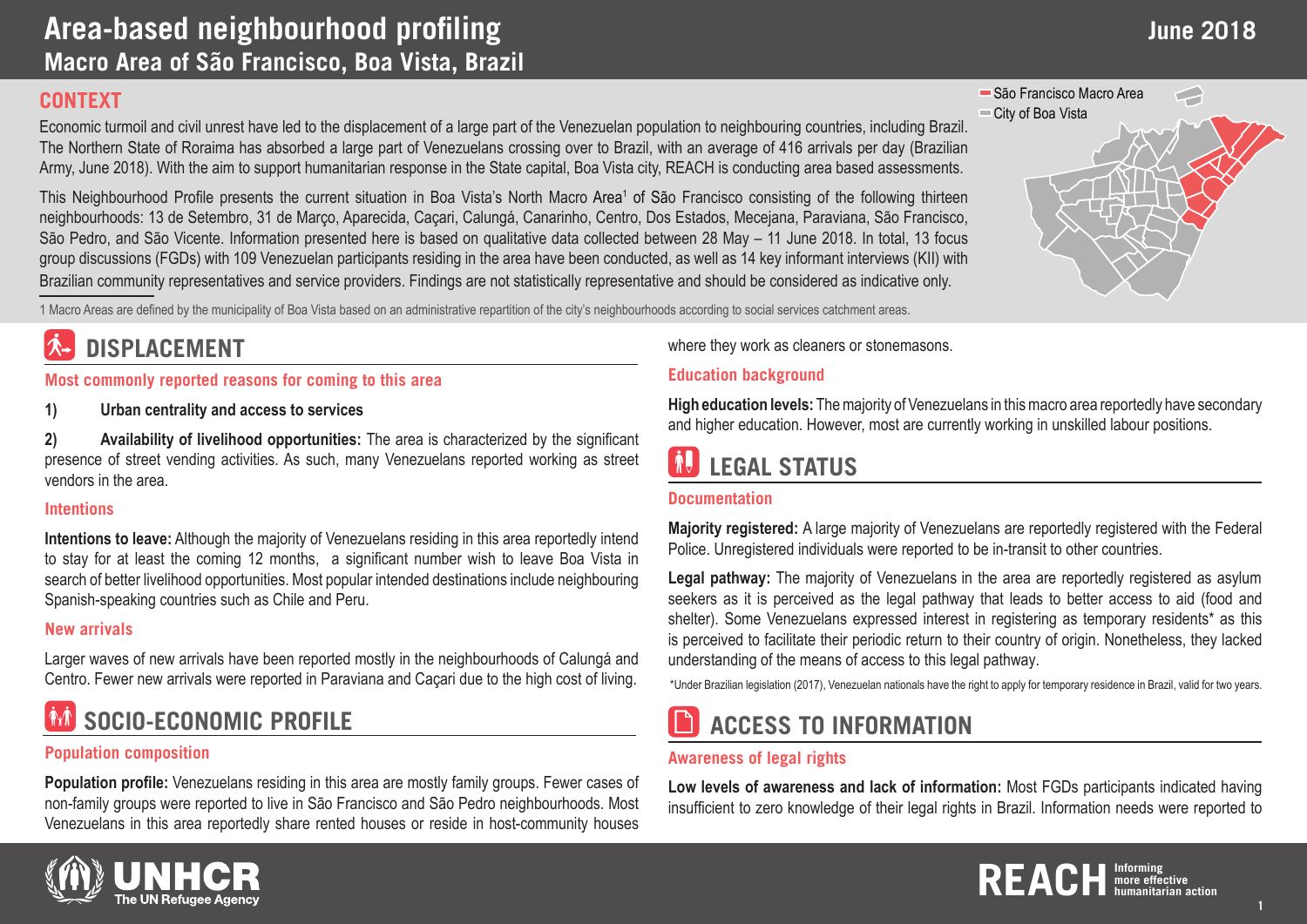# Area-based neighbourhood profiling

## Macro Area of São Francisco, Boa Vista, Brazil

June 2018

São Francisco Macro Area
City of Boa Vista

## CONTEXT

Economic turmoil and civil unrest have led to the displacement of a large part of the Venezuelan population to neighbouring countries, including Brazil. The Northern State of Roraima has absorbed a large part of Venezuelans crossing over to Brazil, with an average of 416 arrivals per day (Brazilian Army, June 2018). With the aim to support humanitarian response in the State capital, Boa Vista city, REACH is conducting area based assessments.

This Neighbourhood Profile presents the current situation in Boa Vista's North Macro Area[1] of São Francisco consisting of the following thirteen neighbourhoods: 13 de Setembro, 31 de Março, Aparecida, Caçari, Calungá, Canarinho, Centro, Dos Estados, Mecejana, Paraviana, São Francisco, São Pedro, and São Vicente. Information presented here is based on qualitative data collected between 28 May – 11 June 2018. In total, 13 focus group discussions (FGDs) with 109 Venezuelan participants residing in the area have been conducted, as well as 14 key informant interviews (KII) with Brazilian community representatives and service providers. Findings are not statistically representative and should be considered as indicative only.

1 Macro Areas are defined by the municipality of Boa Vista based on an administrative repartition of the city's neighbourhoods according to social services catchment areas.

## DISPLACEMENT

### Most commonly reported reasons for coming to this area

1) **Urban centrality and access to services**

2) **Availability of livelihood opportunities:** The area is characterized by the significant presence of street vending activities. As such, many Venezuelans reported working as street vendors in the area.

### Intentions

**Intentions to leave:** Although the majority of Venezuelans residing in this area reportedly intend to stay for at least the coming 12 months, a significant number wish to leave Boa Vista in search of better livelihood opportunities. Most popular intended destinations include neighbouring Spanish-speaking countries such as Chile and Peru.

### New arrivals

Larger waves of new arrivals have been reported mostly in the neighbourhoods of Calungá and Centro. Fewer new arrivals were reported in Paraviana and Caçari due to the high cost of living.

## SOCIO-ECONOMIC PROFILE

### Population composition

**Population profile:** Venezuelans residing in this area are mostly family groups. Fewer cases of non-family groups were reported to live in São Francisco and São Pedro neighbourhoods. Most Venezuelans in this area reportedly share rented houses or reside in host-community houses where they work as cleaners or stonemasons.

### Education background

**High education levels:** The majority of Venezuelans in this macro area reportedly have secondary and higher education. However, most are currently working in unskilled labour positions.

## LEGAL STATUS

### Documentation

**Majority registered:** A large majority of Venezuelans are reportedly registered with the Federal Police. Unregistered individuals were reported to be in-transit to other countries.

**Legal pathway:** The majority of Venezuelans in the area are reportedly registered as asylum seekers as it is perceived as the legal pathway that leads to better access to aid (food and shelter). Some Venezuelans expressed interest in registering as temporary residents* as this is perceived to facilitate their periodic return to their country of origin. Nonetheless, they lacked understanding of the means of access to this legal pathway.

*Under Brazilian legislation (2017), Venezuelan nationals have the right to apply for temporary residence in Brazil, valid for two years.

## ACCESS TO INFORMATION

### Awareness of legal rights

**Low levels of awareness and lack of information:** Most FGDs participants indicated having insufficient to zero knowledge of their legal rights in Brazil. Information needs were reported to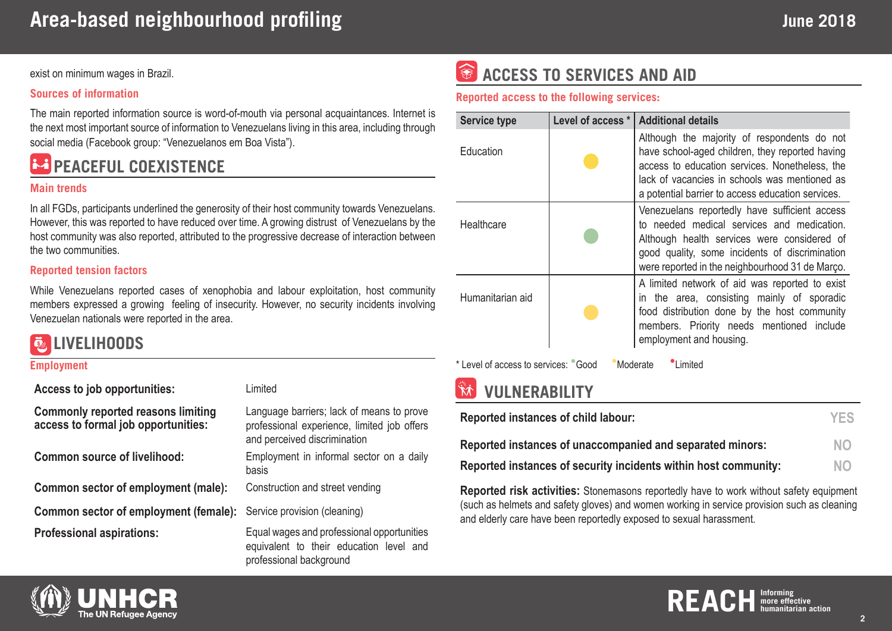exist on minimum wages in Brazil.

### Sources of information

The main reported information source is word-of-mouth via personal acquaintances. Internet is the next most important source of information to Venezuelans living in this area, including through social media (Facebook group: "Venezuelanos em Boa Vista").

## PEACEFUL COEXISTENCE

### Main trends

In all FGDs, participants underlined the generosity of their host community towards Venezuelans. However, this was reported to have reduced over time. A growing distrust of Venezuelans by the host community was also reported, attributed to the progressive decrease of interaction between the two communities.

### Reported tension factors

While Venezuelans reported cases of xenophobia and labour exploitation, host community members expressed a growing feeling of insecurity. However, no security incidents involving Venezuelan nationals were reported in the area.

## LIVELIHOODS

### Employment

| | |
|---|---|
| **Access to job opportunities:** | Limited |
| **Commonly reported reasons limiting access to formal job opportunities:** | Language barriers; lack of means to prove professional experience, limited job offers and perceived discrimination |
| **Common source of livelihood:** | Employment in informal sector on a daily basis |
| **Common sector of employment (male):** | Construction and street vending |
| **Common sector of employment (female):** | Service provision (cleaning) |
| **Professional aspirations:** | Equal wages and professional opportunities equivalent to their education level and professional background |

## ACCESS TO SERVICES AND AID

### Reported access to the following services:

| Service type | Level of access * | Additional details |
|---|---|---|
| Education | Moderate | Although the majority of respondents do not have school-aged children, they reported having access to education services. Nonetheless, the lack of vacancies in schools was mentioned as a potential barrier to access education services. |
| Healthcare | Good | Venezuelans reportedly have sufficient access to needed medical services and medication. Although health services were considered of good quality, some incidents of discrimination were reported in the neighbourhood 31 de Março. |
| Humanitarian aid | Moderate | A limited network of aid was reported to exist in the area, consisting mainly of sporadic food distribution done by the host community members. Priority needs mentioned include employment and housing. |

\* Level of access to services: Good Moderate Limited

## VULNERABILITY

| | |
|---|---|
| **Reported instances of child labour:** | YES |
| **Reported instances of unaccompanied and separated minors:** | NO |
| **Reported instances of security incidents within host community:** | NO |

**Reported risk activities:** Stonemasons reportedly have to work without safety equipment (such as helmets and safety gloves) and women working in service provision such as cleaning and elderly care have been reportedly exposed to sexual harassment.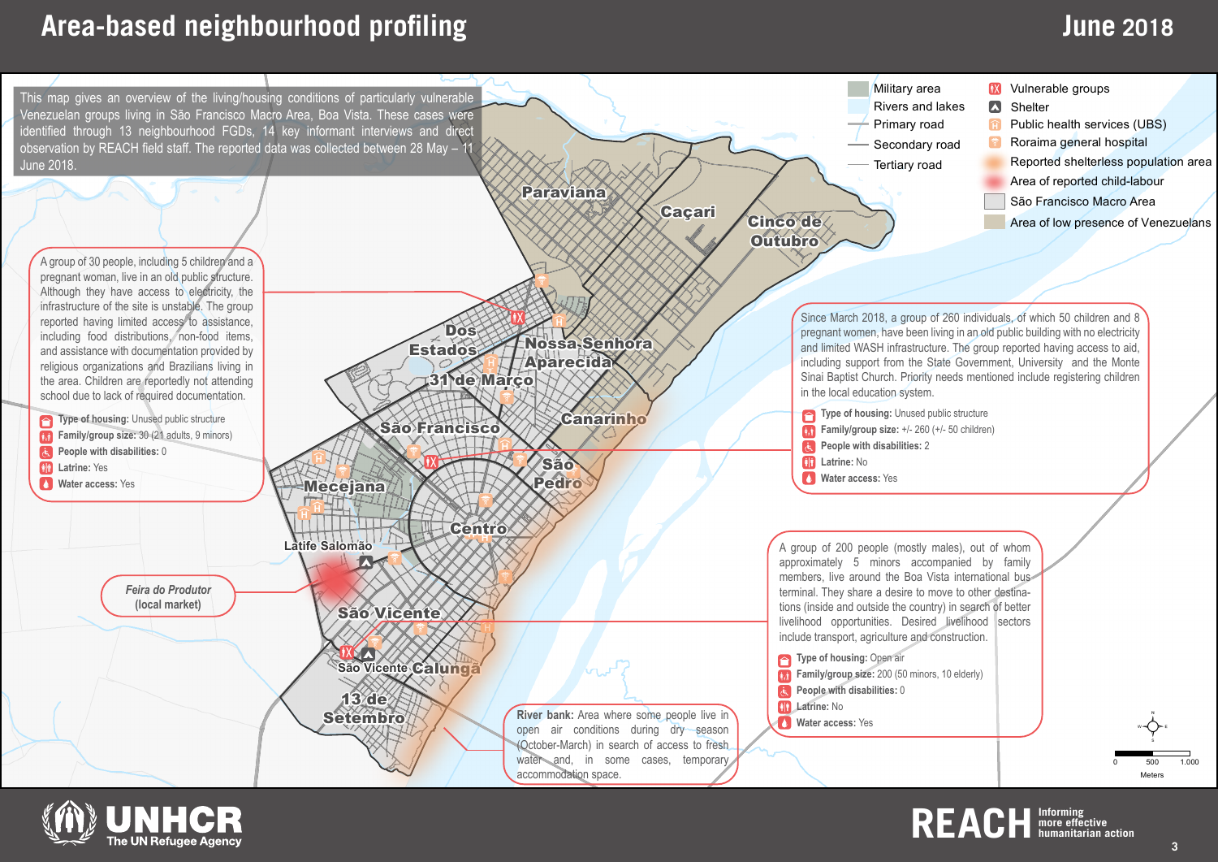# Area-based neighbourhood profiling

June 2018

This map gives an overview of the living/housing conditions of particularly vulnerable Venezuelan groups living in São Francisco Macro Area, Boa Vista. These cases were identified through 13 neighbourhood FGDs, 14 key informant interviews and direct observation by REACH field staff. The reported data was collected between 28 May – 11 June 2018.

- Military area
- Rivers and lakes
- Primary road
- Secondary road
- Tertiary road
- Vulnerable groups
- Shelter
- Public health services (UBS)
- Roraima general hospital
- Reported shelterless population area
- Area of reported child-labour
- São Francisco Macro Area
- Area of low presence of Venezuelans

Paraviana
Caçari
Cinco de Outubro
Dos Estados
Nossa Senhora Aparecida
31 de Março
São Francisco
Canarinho
São Pedro
Mecejana
Centro
Latife Salomão
São Vicente
São Vicente
Calungá
13 de Setembro

A group of 30 people, including 5 children and a pregnant woman, live in an old public structure. Although they have access to electricity, the infrastructure of the site is unstable. The group reported having limited access to assistance, including food distributions, non-food items, and assistance with documentation provided by religious organizations and Brazilians living in the area. Children are reportedly not attending school due to lack of required documentation.

- **Type of housing:** Unused public structure
- **Family/group size:** 30 (21 adults, 9 minors)
- **People with disabilities:** 0
- **Latrine:** Yes
- **Water access:** Yes

Since March 2018, a group of 260 individuals, of which 50 children and 8 pregnant women, have been living in an old public building with no electricity and limited WASH infrastructure. The group reported having access to aid, including support from the State Government, University and the Monte Sinai Baptist Church. Priority needs mentioned include registering children in the local education system.

- **Type of housing:** Unused public structure
- **Family/group size:** +/- 260 (+/- 50 children)
- **People with disabilities:** 2
- **Latrine:** No
- **Water access:** Yes

*Feira do Produtor* (local market)

A group of 200 people (mostly males), out of whom approximately 5 minors accompanied by family members, live around the Boa Vista international bus terminal. They share a desire to move to other destinations (inside and outside the country) in search of better livelihood opportunities. Desired livelihood sectors include transport, agriculture and construction.

- **Type of housing:** Open air
- **Family/group size:** 200 (50 minors, 10 elderly)
- **People with disabilities:** 0
- **Latrine:** No
- **Water access:** Yes

**River bank:** Area where some people live in open air conditions during dry season (October-March) in search of access to fresh water and, in some cases, temporary accommodation space.

0 500 1.000
Meters

UNHCR The UN Refugee Agency

REACH Informing more effective humanitarian action